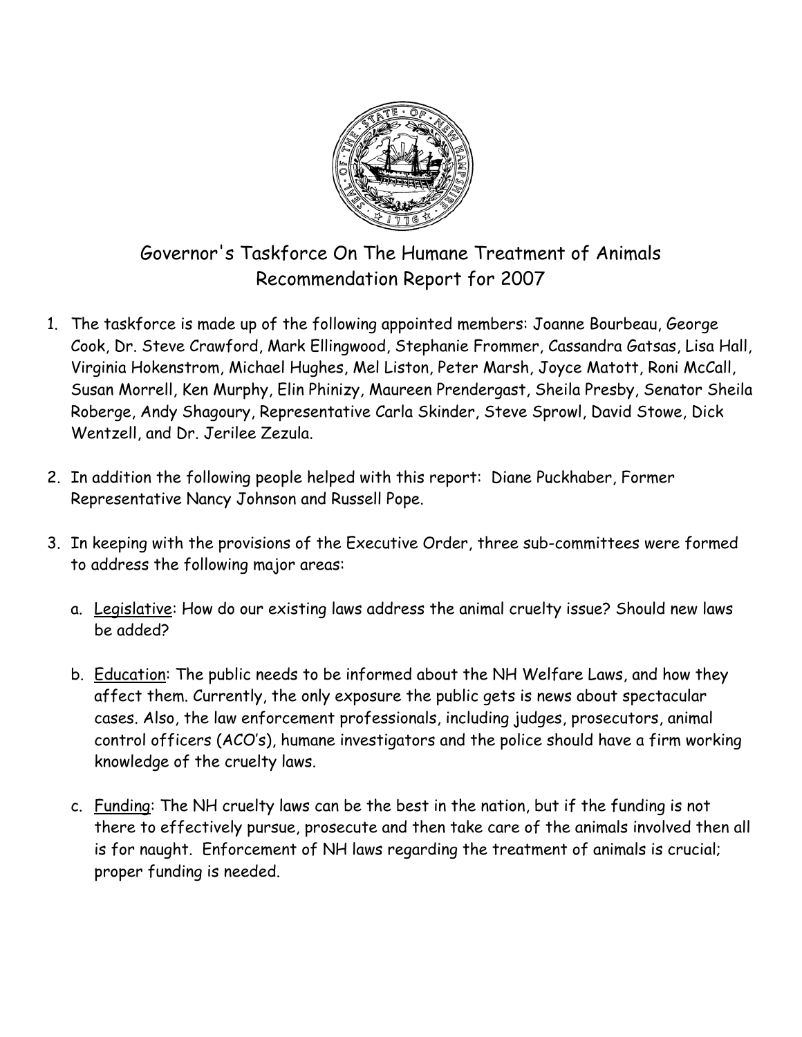# Governor's Taskforce On The Humane Treatment of Animals
## Recommendation Report for 2007

1. The taskforce is made up of the following appointed members: Joanne Bourbeau, George Cook, Dr. Steve Crawford, Mark Ellingwood, Stephanie Frommer, Cassandra Gatsas, Lisa Hall, Virginia Hokenstrom, Michael Hughes, Mel Liston, Peter Marsh, Joyce Matott, Roni McCall, Susan Morrell, Ken Murphy, Elin Phinizy, Maureen Prendergast, Sheila Presby, Senator Sheila Roberge, Andy Shagoury, Representative Carla Skinder, Steve Sprowl, David Stowe, Dick Wentzell, and Dr. Jerilee Zezula.

2. In addition the following people helped with this report: Diane Puckhaber, Former Representative Nancy Johnson and Russell Pope.

3. In keeping with the provisions of the Executive Order, three sub-committees were formed to address the following major areas:

   a. Legislative: How do our existing laws address the animal cruelty issue? Should new laws be added?

   b. Education: The public needs to be informed about the NH Welfare Laws, and how they affect them. Currently, the only exposure the public gets is news about spectacular cases. Also, the law enforcement professionals, including judges, prosecutors, animal control officers (ACO's), humane investigators and the police should have a firm working knowledge of the cruelty laws.

   c. Funding: The NH cruelty laws can be the best in the nation, but if the funding is not there to effectively pursue, prosecute and then take care of the animals involved then all is for naught. Enforcement of NH laws regarding the treatment of animals is crucial; proper funding is needed.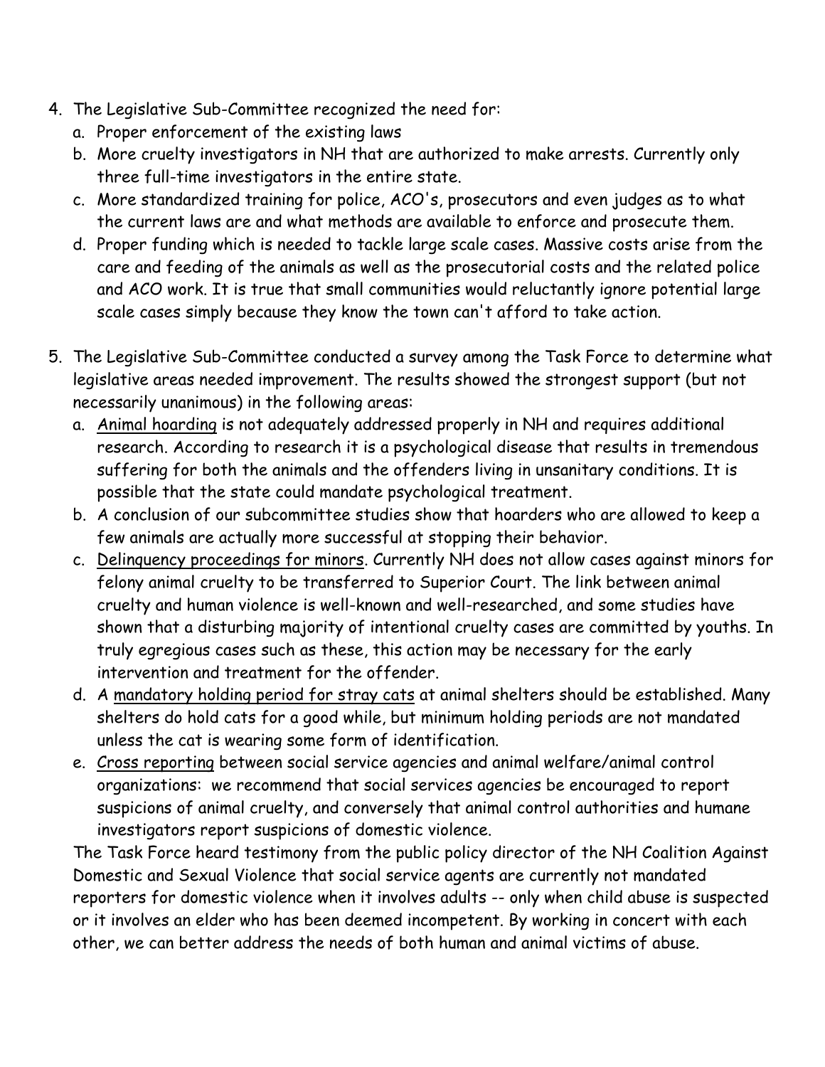4. The Legislative Sub-Committee recognized the need for:
   a. Proper enforcement of the existing laws
   b. More cruelty investigators in NH that are authorized to make arrests. Currently only three full-time investigators in the entire state.
   c. More standardized training for police, ACO's, prosecutors and even judges as to what the current laws are and what methods are available to enforce and prosecute them.
   d. Proper funding which is needed to tackle large scale cases. Massive costs arise from the care and feeding of the animals as well as the prosecutorial costs and the related police and ACO work. It is true that small communities would reluctantly ignore potential large scale cases simply because they know the town can't afford to take action.

5. The Legislative Sub-Committee conducted a survey among the Task Force to determine what legislative areas needed improvement. The results showed the strongest support (but not necessarily unanimous) in the following areas:
   a. <u>Animal hoarding</u> is not adequately addressed properly in NH and requires additional research. According to research it is a psychological disease that results in tremendous suffering for both the animals and the offenders living in unsanitary conditions. It is possible that the state could mandate psychological treatment.
   b. A conclusion of our subcommittee studies show that hoarders who are allowed to keep a few animals are actually more successful at stopping their behavior.
   c. <u>Delinquency proceedings for minors</u>. Currently NH does not allow cases against minors for felony animal cruelty to be transferred to Superior Court. The link between animal cruelty and human violence is well-known and well-researched, and some studies have shown that a disturbing majority of intentional cruelty cases are committed by youths. In truly egregious cases such as these, this action may be necessary for the early intervention and treatment for the offender.
   d. A <u>mandatory holding period for stray cats</u> at animal shelters should be established. Many shelters do hold cats for a good while, but minimum holding periods are not mandated unless the cat is wearing some form of identification.
   e. <u>Cross reporting</u> between social service agencies and animal welfare/animal control organizations: we recommend that social services agencies be encouraged to report suspicions of animal cruelty, and conversely that animal control authorities and humane investigators report suspicions of domestic violence.

   The Task Force heard testimony from the public policy director of the NH Coalition Against Domestic and Sexual Violence that social service agents are currently not mandated reporters for domestic violence when it involves adults -- only when child abuse is suspected or it involves an elder who has been deemed incompetent. By working in concert with each other, we can better address the needs of both human and animal victims of abuse.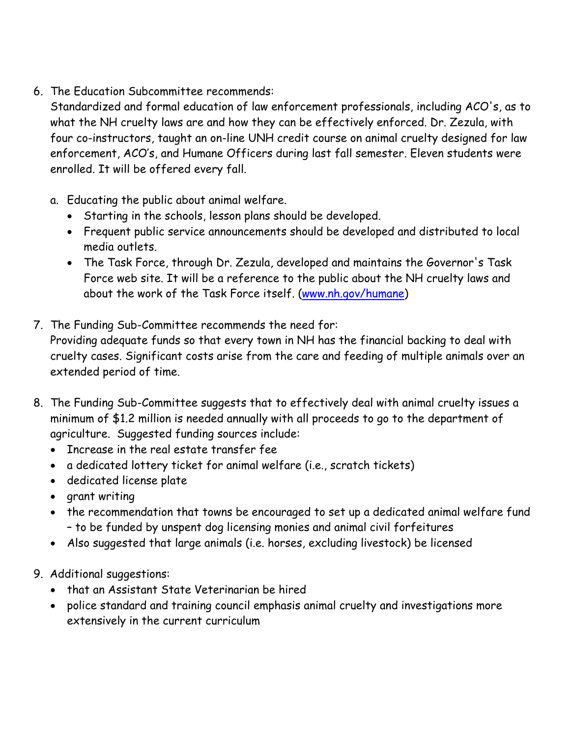6. The Education Subcommittee recommends:
   Standardized and formal education of law enforcement professionals, including ACO's, as to what the NH cruelty laws are and how they can be effectively enforced. Dr. Zezula, with four co-instructors, taught an on-line UNH credit course on animal cruelty designed for law enforcement, ACO's, and Humane Officers during last fall semester. Eleven students were enrolled. It will be offered every fall.

   a. Educating the public about animal welfare.
      - Starting in the schools, lesson plans should be developed.
      - Frequent public service announcements should be developed and distributed to local media outlets.
      - The Task Force, through Dr. Zezula, developed and maintains the Governor's Task Force web site. It will be a reference to the public about the NH cruelty laws and about the work of the Task Force itself. ([www.nh.gov/humane](www.nh.gov/humane))

7. The Funding Sub-Committee recommends the need for:
   Providing adequate funds so that every town in NH has the financial backing to deal with cruelty cases. Significant costs arise from the care and feeding of multiple animals over an extended period of time.

8. The Funding Sub-Committee suggests that to effectively deal with animal cruelty issues a minimum of $1.2 million is needed annually with all proceeds to go to the department of agriculture. Suggested funding sources include:
   - Increase in the real estate transfer fee
   - a dedicated lottery ticket for animal welfare (i.e., scratch tickets)
   - dedicated license plate
   - grant writing
   - the recommendation that towns be encouraged to set up a dedicated animal welfare fund – to be funded by unspent dog licensing monies and animal civil forfeitures
   - Also suggested that large animals (i.e. horses, excluding livestock) be licensed

9. Additional suggestions:
   - that an Assistant State Veterinarian be hired
   - police standard and training council emphasis animal cruelty and investigations more extensively in the current curriculum